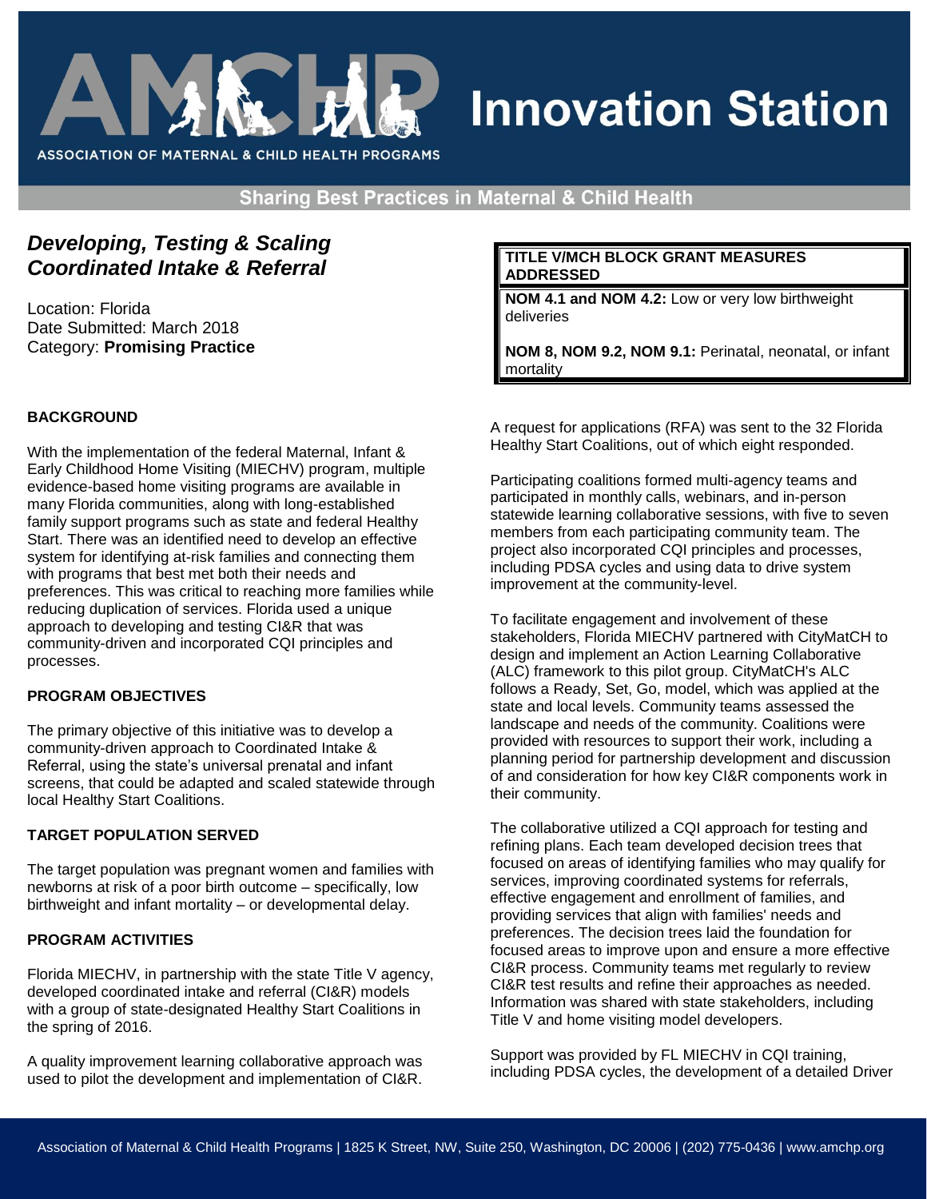# Innovation Station

**Sharing Best Practices in Maternal & Child Health**

## *Developing, Testing & Scaling Coordinated Intake & Referral*

Location: Florida
Date Submitted: March 2018
Category: **Promising Practice**

| TITLE V/MCH BLOCK GRANT MEASURES ADDRESSED |
| --- |
| **NOM 4.1 and NOM 4.2:** Low or very low birthweight deliveries |
| **NOM 8, NOM 9.2, NOM 9.1:** Perinatal, neonatal, or infant mortality |

### BACKGROUND

With the implementation of the federal Maternal, Infant & Early Childhood Home Visiting (MIECHV) program, multiple evidence-based home visiting programs are available in many Florida communities, along with long-established family support programs such as state and federal Healthy Start. There was an identified need to develop an effective system for identifying at-risk families and connecting them with programs that best met both their needs and preferences. This was critical to reaching more families while reducing duplication of services. Florida used a unique approach to developing and testing CI&R that was community-driven and incorporated CQI principles and processes.

### PROGRAM OBJECTIVES

The primary objective of this initiative was to develop a community-driven approach to Coordinated Intake & Referral, using the state's universal prenatal and infant screens, that could be adapted and scaled statewide through local Healthy Start Coalitions.

### TARGET POPULATION SERVED

The target population was pregnant women and families with newborns at risk of a poor birth outcome – specifically, low birthweight and infant mortality – or developmental delay.

### PROGRAM ACTIVITIES

Florida MIECHV, in partnership with the state Title V agency, developed coordinated intake and referral (CI&R) models with a group of state-designated Healthy Start Coalitions in the spring of 2016.

A quality improvement learning collaborative approach was used to pilot the development and implementation of CI&R. A request for applications (RFA) was sent to the 32 Florida Healthy Start Coalitions, out of which eight responded.

Participating coalitions formed multi-agency teams and participated in monthly calls, webinars, and in-person statewide learning collaborative sessions, with five to seven members from each participating community team. The project also incorporated CQI principles and processes, including PDSA cycles and using data to drive system improvement at the community-level.

To facilitate engagement and involvement of these stakeholders, Florida MIECHV partnered with CityMatCH to design and implement an Action Learning Collaborative (ALC) framework to this pilot group. CityMatCH's ALC follows a Ready, Set, Go, model, which was applied at the state and local levels. Community teams assessed the landscape and needs of the community. Coalitions were provided with resources to support their work, including a planning period for partnership development and discussion of and consideration for how key CI&R components work in their community.

The collaborative utilized a CQI approach for testing and refining plans. Each team developed decision trees that focused on areas of identifying families who may qualify for services, improving coordinated systems for referrals, effective engagement and enrollment of families, and providing services that align with families' needs and preferences. The decision trees laid the foundation for focused areas to improve upon and ensure a more effective CI&R process. Community teams met regularly to review CI&R test results and refine their approaches as needed. Information was shared with state stakeholders, including Title V and home visiting model developers.

Support was provided by FL MIECHV in CQI training, including PDSA cycles, the development of a detailed Driver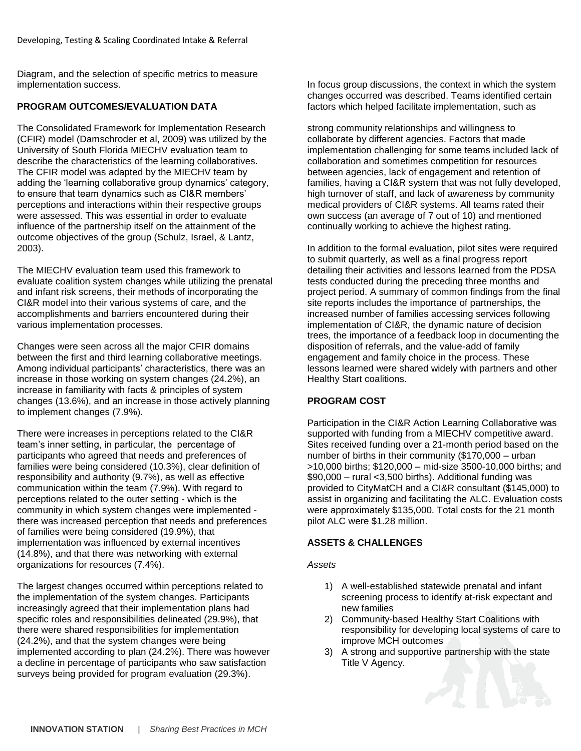Diagram, and the selection of specific metrics to measure implementation success.

**PROGRAM OUTCOMES/EVALUATION DATA**

The Consolidated Framework for Implementation Research (CFIR) model (Damschroder et al, 2009) was utilized by the University of South Florida MIECHV evaluation team to describe the characteristics of the learning collaboratives. The CFIR model was adapted by the MIECHV team by adding the 'learning collaborative group dynamics' category, to ensure that team dynamics such as CI&R members' perceptions and interactions within their respective groups were assessed. This was essential in order to evaluate influence of the partnership itself on the attainment of the outcome objectives of the group (Schulz, Israel, & Lantz, 2003).

The MIECHV evaluation team used this framework to evaluate coalition system changes while utilizing the prenatal and infant risk screens, their methods of incorporating the CI&R model into their various systems of care, and the accomplishments and barriers encountered during their various implementation processes.

Changes were seen across all the major CFIR domains between the first and third learning collaborative meetings. Among individual participants' characteristics, there was an increase in those working on system changes (24.2%), an increase in familiarity with facts & principles of system changes (13.6%), and an increase in those actively planning to implement changes (7.9%).

There were increases in perceptions related to the CI&R team's inner setting, in particular, the percentage of participants who agreed that needs and preferences of families were being considered (10.3%), clear definition of responsibility and authority (9.7%), as well as effective communication within the team (7.9%). With regard to perceptions related to the outer setting - which is the community in which system changes were implemented - there was increased perception that needs and preferences of families were being considered (19.9%), that implementation was influenced by external incentives (14.8%), and that there was networking with external organizations for resources (7.4%).

The largest changes occurred within perceptions related to the implementation of the system changes. Participants increasingly agreed that their implementation plans had specific roles and responsibilities delineated (29.9%), that there were shared responsibilities for implementation (24.2%), and that the system changes were being implemented according to plan (24.2%). There was however a decline in percentage of participants who saw satisfaction surveys being provided for program evaluation (29.3%).

In focus group discussions, the context in which the system changes occurred was described. Teams identified certain factors which helped facilitate implementation, such as strong community relationships and willingness to collaborate by different agencies. Factors that made implementation challenging for some teams included lack of collaboration and sometimes competition for resources between agencies, lack of engagement and retention of families, having a CI&R system that was not fully developed, high turnover of staff, and lack of awareness by community medical providers of CI&R systems. All teams rated their own success (an average of 7 out of 10) and mentioned continually working to achieve the highest rating.

In addition to the formal evaluation, pilot sites were required to submit quarterly, as well as a final progress report detailing their activities and lessons learned from the PDSA tests conducted during the preceding three months and project period. A summary of common findings from the final site reports includes the importance of partnerships, the increased number of families accessing services following implementation of CI&R, the dynamic nature of decision trees, the importance of a feedback loop in documenting the disposition of referrals, and the value-add of family engagement and family choice in the process. These lessons learned were shared widely with partners and other Healthy Start coalitions.

**PROGRAM COST**

Participation in the CI&R Action Learning Collaborative was supported with funding from a MIECHV competitive award. Sites received funding over a 21-month period based on the number of births in their community ($170,000 – urban >10,000 births; $120,000 – mid-size 3500-10,000 births; and $90,000 – rural <3,500 births). Additional funding was provided to CityMatCH and a CI&R consultant ($145,000) to assist in organizing and facilitating the ALC. Evaluation costs were approximately $135,000. Total costs for the 21 month pilot ALC were $1.28 million.

**ASSETS & CHALLENGES**

*Assets*

1) A well-established statewide prenatal and infant screening process to identify at-risk expectant and new families
2) Community-based Healthy Start Coalitions with responsibility for developing local systems of care to improve MCH outcomes
3) A strong and supportive partnership with the state Title V Agency.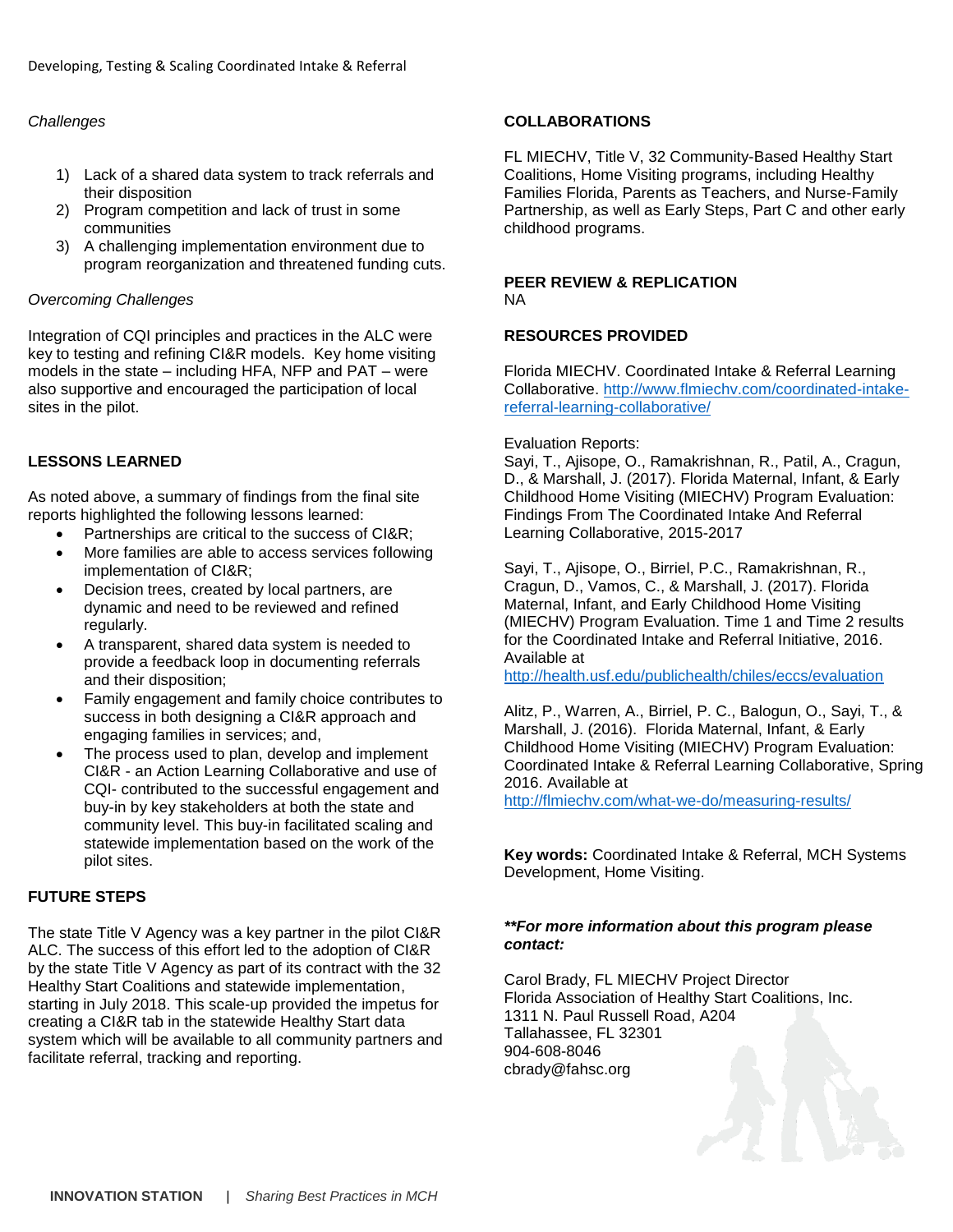*Challenges*

1) Lack of a shared data system to track referrals and their disposition
2) Program competition and lack of trust in some communities
3) A challenging implementation environment due to program reorganization and threatened funding cuts.

*Overcoming Challenges*

Integration of CQI principles and practices in the ALC were key to testing and refining CI&R models. Key home visiting models in the state – including HFA, NFP and PAT – were also supportive and encouraged the participation of local sites in the pilot.

**LESSONS LEARNED**

As noted above, a summary of findings from the final site reports highlighted the following lessons learned:

- Partnerships are critical to the success of CI&R;
- More families are able to access services following implementation of CI&R;
- Decision trees, created by local partners, are dynamic and need to be reviewed and refined regularly.
- A transparent, shared data system is needed to provide a feedback loop in documenting referrals and their disposition;
- Family engagement and family choice contributes to success in both designing a CI&R approach and engaging families in services; and,
- The process used to plan, develop and implement CI&R - an Action Learning Collaborative and use of CQI- contributed to the successful engagement and buy-in by key stakeholders at both the state and community level. This buy-in facilitated scaling and statewide implementation based on the work of the pilot sites.

**FUTURE STEPS**

The state Title V Agency was a key partner in the pilot CI&R ALC. The success of this effort led to the adoption of CI&R by the state Title V Agency as part of its contract with the 32 Healthy Start Coalitions and statewide implementation, starting in July 2018. This scale-up provided the impetus for creating a CI&R tab in the statewide Healthy Start data system which will be available to all community partners and facilitate referral, tracking and reporting.

**COLLABORATIONS**

FL MIECHV, Title V, 32 Community-Based Healthy Start Coalitions, Home Visiting programs, including Healthy Families Florida, Parents as Teachers, and Nurse-Family Partnership, as well as Early Steps, Part C and other early childhood programs.

**PEER REVIEW & REPLICATION**

NA

**RESOURCES PROVIDED**

Florida MIECHV. Coordinated Intake & Referral Learning Collaborative. http://www.flmiechv.com/coordinated-intake-referral-learning-collaborative/

Evaluation Reports:
Sayi, T., Ajisope, O., Ramakrishnan, R., Patil, A., Cragun, D., & Marshall, J. (2017). Florida Maternal, Infant, & Early Childhood Home Visiting (MIECHV) Program Evaluation: Findings From The Coordinated Intake And Referral Learning Collaborative, 2015-2017

Sayi, T., Ajisope, O., Birriel, P.C., Ramakrishnan, R., Cragun, D., Vamos, C., & Marshall, J. (2017). Florida Maternal, Infant, and Early Childhood Home Visiting (MIECHV) Program Evaluation. Time 1 and Time 2 results for the Coordinated Intake and Referral Initiative, 2016. Available at http://health.usf.edu/publichealth/chiles/eccs/evaluation

Alitz, P., Warren, A., Birriel, P. C., Balogun, O., Sayi, T., & Marshall, J. (2016). Florida Maternal, Infant, & Early Childhood Home Visiting (MIECHV) Program Evaluation: Coordinated Intake & Referral Learning Collaborative, Spring 2016. Available at http://flmiechv.com/what-we-do/measuring-results/

**Key words:** Coordinated Intake & Referral, MCH Systems Development, Home Visiting.

***For more information about this program please contact:***

Carol Brady, FL MIECHV Project Director
Florida Association of Healthy Start Coalitions, Inc.
1311 N. Paul Russell Road, A204
Tallahassee, FL 32301
904-608-8046
cbrady@fahsc.org